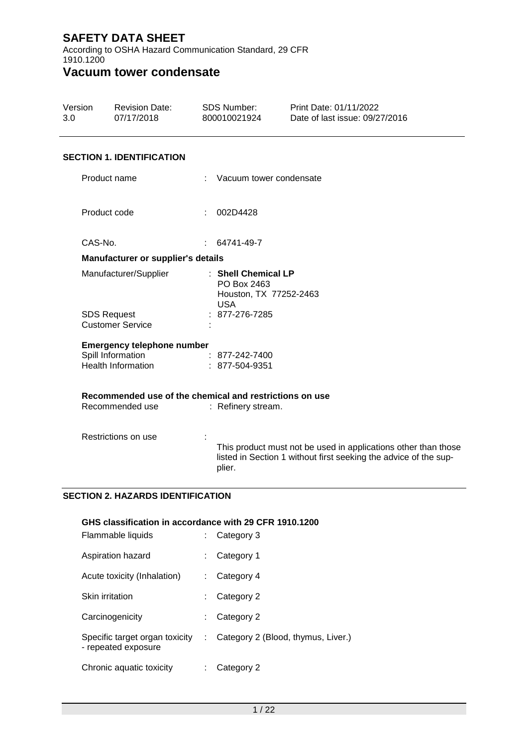# SAFETY DATA SHEET

According to OSHA Hazard Communication Standard, 29 CFR 1910.1200

# Vacuum tower condensate

| Version | Revision Date: | SDS Number: | Print Date: 01/11/2022 |
|---|---|---|---|
| 3.0 | 07/17/2018 | 800010021924 | Date of last issue: 09/27/2016 |

## SECTION 1. IDENTIFICATION

Product name : Vacuum tower condensate

Product code : 002D4428

CAS-No. : 64741-49-7

### Manufacturer or supplier's details

Manufacturer/Supplier : **Shell Chemical LP**
PO Box 2463
Houston, TX 77252-2463
USA

SDS Request : 877-276-7285
Customer Service :

### Emergency telephone number

Spill Information : 877-242-7400
Health Information : 877-504-9351

### Recommended use of the chemical and restrictions on use

Recommended use : Refinery stream.

Restrictions on use : This product must not be used in applications other than those listed in Section 1 without first seeking the advice of the supplier.

## SECTION 2. HAZARDS IDENTIFICATION

### GHS classification in accordance with 29 CFR 1910.1200

Flammable liquids : Category 3

Aspiration hazard : Category 1

Acute toxicity (Inhalation) : Category 4

Skin irritation : Category 2

Carcinogenicity : Category 2

Specific target organ toxicity - repeated exposure : Category 2 (Blood, thymus, Liver.)

Chronic aquatic toxicity : Category 2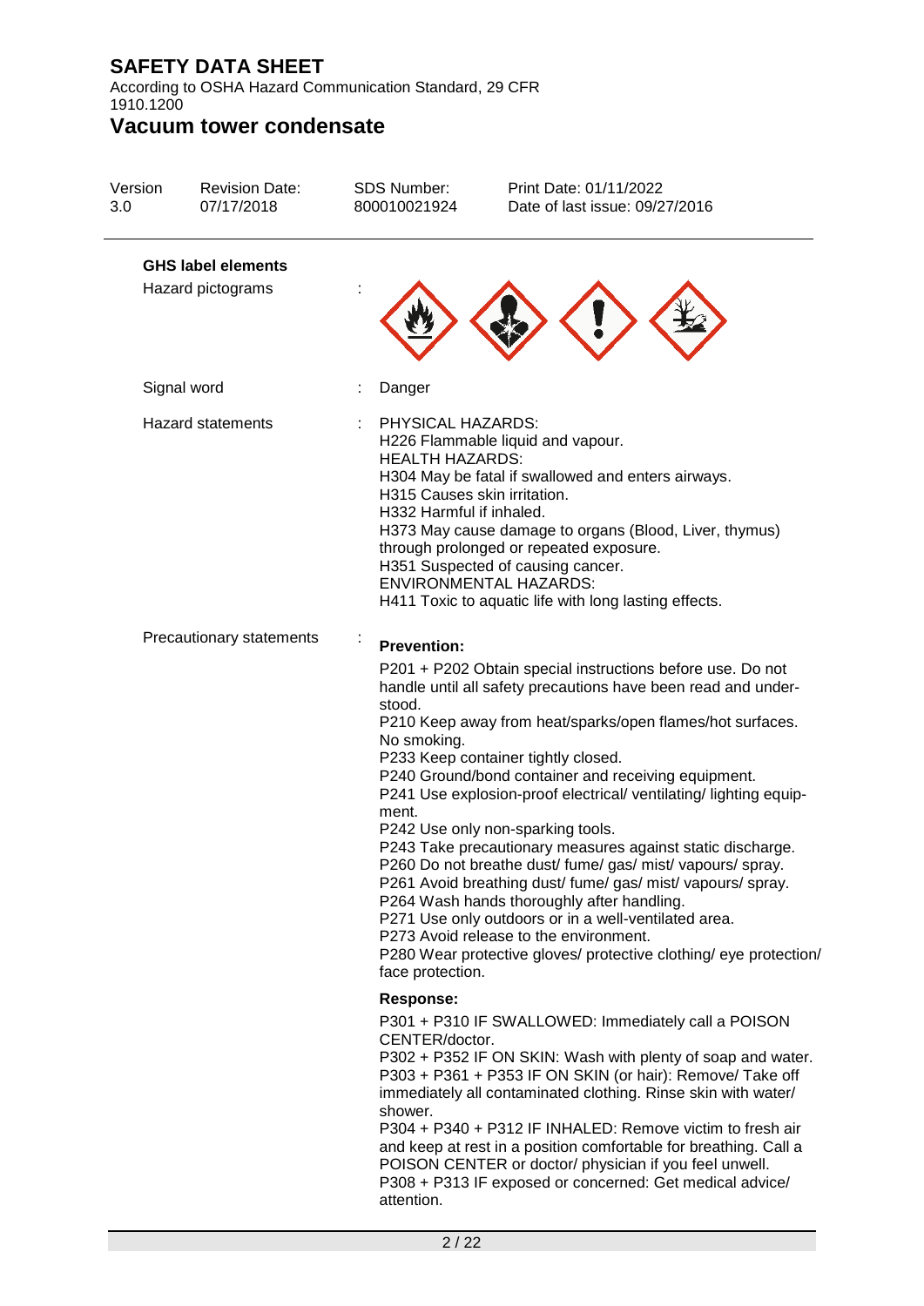### GHS label elements

Hazard pictograms :

Signal word : Danger

Hazard statements : PHYSICAL HAZARDS:
H226 Flammable liquid and vapour.
HEALTH HAZARDS:
H304 May be fatal if swallowed and enters airways.
H315 Causes skin irritation.
H332 Harmful if inhaled.
H373 May cause damage to organs (Blood, Liver, thymus) through prolonged or repeated exposure.
H351 Suspected of causing cancer.
ENVIRONMENTAL HAZARDS:
H411 Toxic to aquatic life with long lasting effects.

Precautionary statements :

**Prevention:**

P201 + P202 Obtain special instructions before use. Do not handle until all safety precautions have been read and understood.
P210 Keep away from heat/sparks/open flames/hot surfaces. No smoking.
P233 Keep container tightly closed.
P240 Ground/bond container and receiving equipment.
P241 Use explosion-proof electrical/ ventilating/ lighting equipment.
P242 Use only non-sparking tools.
P243 Take precautionary measures against static discharge.
P260 Do not breathe dust/ fume/ gas/ mist/ vapours/ spray.
P261 Avoid breathing dust/ fume/ gas/ mist/ vapours/ spray.
P264 Wash hands thoroughly after handling.
P271 Use only outdoors or in a well-ventilated area.
P273 Avoid release to the environment.
P280 Wear protective gloves/ protective clothing/ eye protection/ face protection.

**Response:**

P301 + P310 IF SWALLOWED: Immediately call a POISON CENTER/doctor.
P302 + P352 IF ON SKIN: Wash with plenty of soap and water.
P303 + P361 + P353 IF ON SKIN (or hair): Remove/ Take off immediately all contaminated clothing. Rinse skin with water/ shower.
P304 + P340 + P312 IF INHALED: Remove victim to fresh air and keep at rest in a position comfortable for breathing. Call a POISON CENTER or doctor/ physician if you feel unwell.
P308 + P313 IF exposed or concerned: Get medical advice/ attention.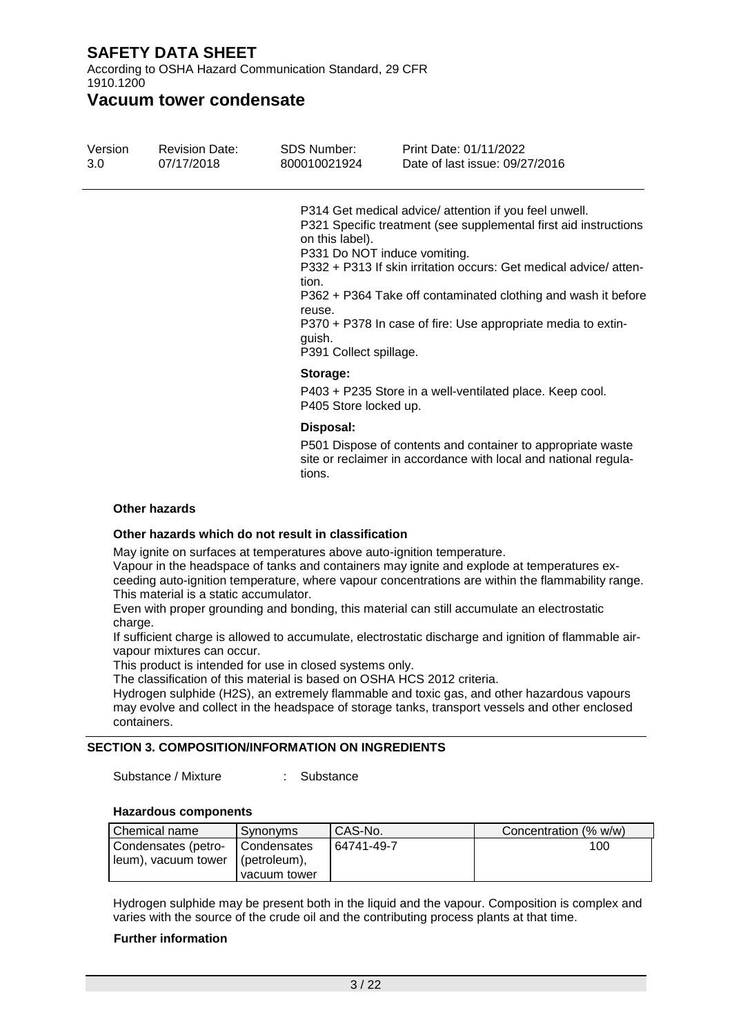P314 Get medical advice/ attention if you feel unwell.
P321 Specific treatment (see supplemental first aid instructions on this label).
P331 Do NOT induce vomiting.
P332 + P313 If skin irritation occurs: Get medical advice/ attention.
P362 + P364 Take off contaminated clothing and wash it before reuse.
P370 + P378 In case of fire: Use appropriate media to extinguish.
P391 Collect spillage.

**Storage:**

P403 + P235 Store in a well-ventilated place. Keep cool.
P405 Store locked up.

**Disposal:**

P501 Dispose of contents and container to appropriate waste site or reclaimer in accordance with local and national regulations.

**Other hazards**

**Other hazards which do not result in classification**

May ignite on surfaces at temperatures above auto-ignition temperature.
Vapour in the headspace of tanks and containers may ignite and explode at temperatures exceeding auto-ignition temperature, where vapour concentrations are within the flammability range.
This material is a static accumulator.
Even with proper grounding and bonding, this material can still accumulate an electrostatic charge.
If sufficient charge is allowed to accumulate, electrostatic discharge and ignition of flammable air-vapour mixtures can occur.
This product is intended for use in closed systems only.
The classification of this material is based on OSHA HCS 2012 criteria.
Hydrogen sulphide ($H_2S$), an extremely flammable and toxic gas, and other hazardous vapours may evolve and collect in the headspace of storage tanks, transport vessels and other enclosed containers.

## SECTION 3. COMPOSITION/INFORMATION ON INGREDIENTS

Substance / Mixture : Substance

**Hazardous components**

| Chemical name | Synonyms | CAS-No. | Concentration (% w/w) |
|---|---|---|---|
| Condensates (petroleum), vacuum tower | Condensates (petroleum), vacuum tower | 64741-49-7 | 100 |

Hydrogen sulphide may be present both in the liquid and the vapour. Composition is complex and varies with the source of the crude oil and the contributing process plants at that time.

**Further information**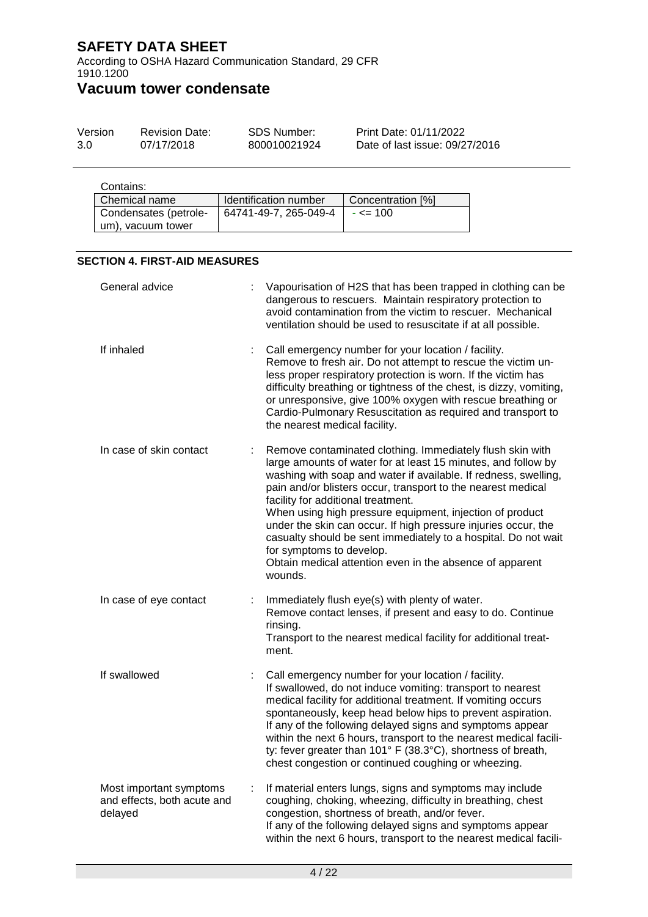Contains:

| Chemical name | Identification number | Concentration [%] |
| --- | --- | --- |
| Condensates (petroleum), vacuum tower | 64741-49-7, 265-049-4 | - <= 100 |

## SECTION 4. FIRST-AID MEASURES

General advice : Vapourisation of $H_2S$ that has been trapped in clothing can be dangerous to rescuers. Maintain respiratory protection to avoid contamination from the victim to rescuer. Mechanical ventilation should be used to resuscitate if at all possible.

If inhaled : Call emergency number for your location / facility.
Remove to fresh air. Do not attempt to rescue the victim unless proper respiratory protection is worn. If the victim has difficulty breathing or tightness of the chest, is dizzy, vomiting, or unresponsive, give 100% oxygen with rescue breathing or Cardio-Pulmonary Resuscitation as required and transport to the nearest medical facility.

In case of skin contact : Remove contaminated clothing. Immediately flush skin with large amounts of water for at least 15 minutes, and follow by washing with soap and water if available. If redness, swelling, pain and/or blisters occur, transport to the nearest medical facility for additional treatment.
When using high pressure equipment, injection of product under the skin can occur. If high pressure injuries occur, the casualty should be sent immediately to a hospital. Do not wait for symptoms to develop.
Obtain medical attention even in the absence of apparent wounds.

In case of eye contact : Immediately flush eye(s) with plenty of water.
Remove contact lenses, if present and easy to do. Continue rinsing.
Transport to the nearest medical facility for additional treatment.

If swallowed : Call emergency number for your location / facility.
If swallowed, do not induce vomiting: transport to nearest medical facility for additional treatment. If vomiting occurs spontaneously, keep head below hips to prevent aspiration.
If any of the following delayed signs and symptoms appear within the next 6 hours, transport to the nearest medical facility: fever greater than 101° F (38.3°C), shortness of breath, chest congestion or continued coughing or wheezing.

Most important symptoms and effects, both acute and delayed : If material enters lungs, signs and symptoms may include coughing, choking, wheezing, difficulty in breathing, chest congestion, shortness of breath, and/or fever.
If any of the following delayed signs and symptoms appear within the next 6 hours, transport to the nearest medical facili-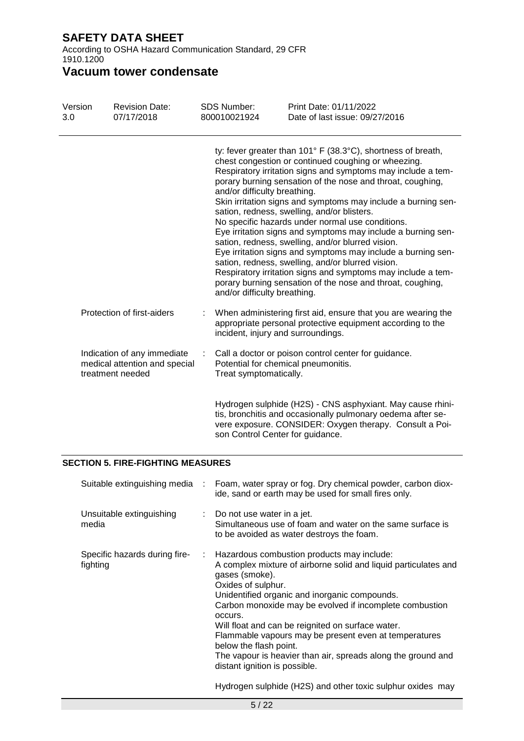ty: fever greater than 101° F (38.3°C), shortness of breath, chest congestion or continued coughing or wheezing.
Respiratory irritation signs and symptoms may include a temporary burning sensation of the nose and throat, coughing, and/or difficulty breathing.
Skin irritation signs and symptoms may include a burning sensation, redness, swelling, and/or blisters.
No specific hazards under normal use conditions.
Eye irritation signs and symptoms may include a burning sensation, redness, swelling, and/or blurred vision.
Eye irritation signs and symptoms may include a burning sensation, redness, swelling, and/or blurred vision.
Respiratory irritation signs and symptoms may include a temporary burning sensation of the nose and throat, coughing, and/or difficulty breathing.

| | | |
|---|---|---|
| Protection of first-aiders | : | When administering first aid, ensure that you are wearing the appropriate personal protective equipment according to the incident, injury and surroundings. |
| Indication of any immediate medical attention and special treatment needed | : | Call a doctor or poison control center for guidance.<br>Potential for chemical pneumonitis.<br>Treat symptomatically.<br><br>Hydrogen sulphide ($H_2S$) - CNS asphyxiant. May cause rhinitis, bronchitis and occasionally pulmonary oedema after severe exposure. CONSIDER: Oxygen therapy. Consult a Poison Control Center for guidance. |

## SECTION 5. FIRE-FIGHTING MEASURES

| | | |
|---|---|---|
| Suitable extinguishing media | : | Foam, water spray or fog. Dry chemical powder, carbon dioxide, sand or earth may be used for small fires only. |
| Unsuitable extinguishing media | : | Do not use water in a jet.<br>Simultaneous use of foam and water on the same surface is to be avoided as water destroys the foam. |
| Specific hazards during fire-fighting | : | Hazardous combustion products may include:<br>A complex mixture of airborne solid and liquid particulates and gases (smoke).<br>Oxides of sulphur.<br>Unidentified organic and inorganic compounds.<br>Carbon monoxide may be evolved if incomplete combustion occurs.<br>Will float and can be reignited on surface water.<br>Flammable vapours may be present even at temperatures below the flash point.<br>The vapour is heavier than air, spreads along the ground and distant ignition is possible.<br><br>Hydrogen sulphide ($H_2S$) and other toxic sulphur oxides may |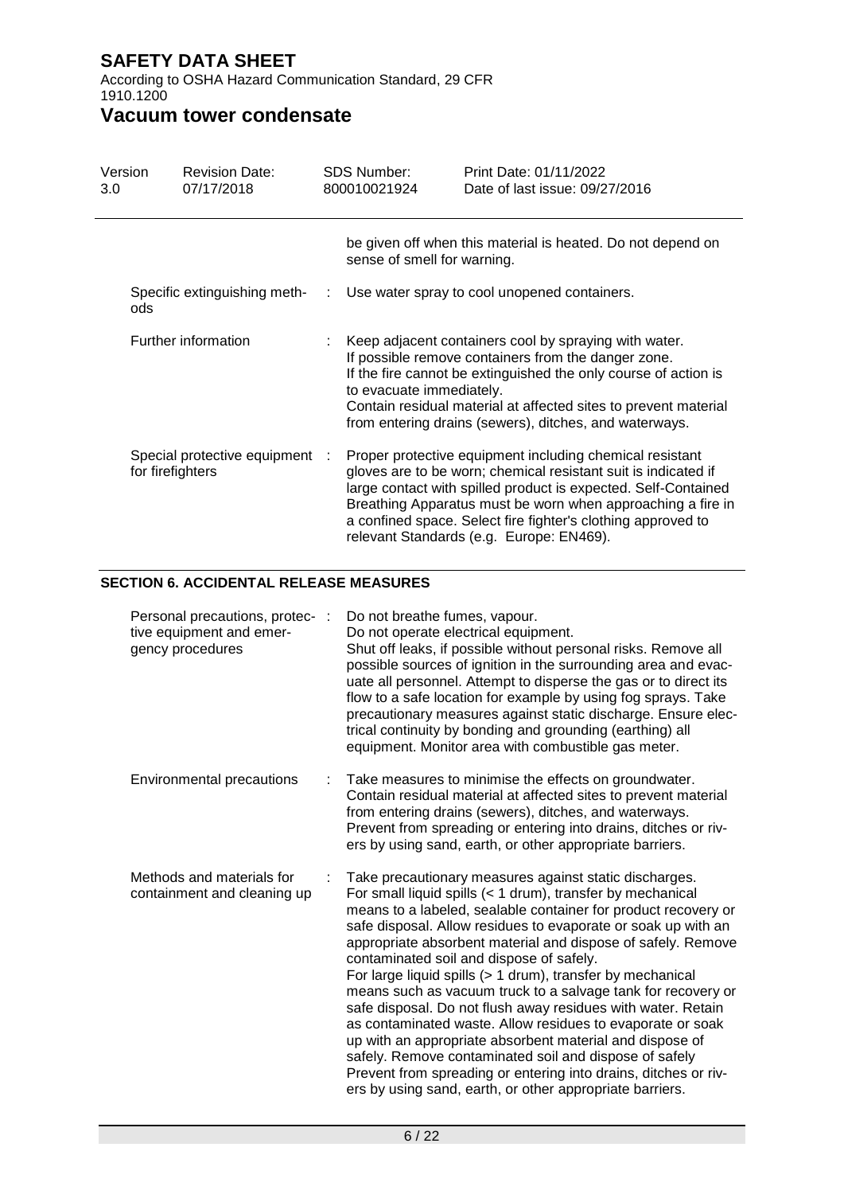| | | |
|---|---|---|
| | | be given off when this material is heated. Do not depend on sense of smell for warning. |
| Specific extinguishing methods | : | Use water spray to cool unopened containers. |
| Further information | : | Keep adjacent containers cool by spraying with water.<br>If possible remove containers from the danger zone.<br>If the fire cannot be extinguished the only course of action is to evacuate immediately.<br>Contain residual material at affected sites to prevent material from entering drains (sewers), ditches, and waterways. |
| Special protective equipment for firefighters | : | Proper protective equipment including chemical resistant gloves are to be worn; chemical resistant suit is indicated if large contact with spilled product is expected. Self-Contained Breathing Apparatus must be worn when approaching a fire in a confined space. Select fire fighter's clothing approved to relevant Standards (e.g. Europe: EN469). |

## SECTION 6. ACCIDENTAL RELEASE MEASURES

| | | |
|---|---|---|
| Personal precautions, protective equipment and emergency procedures | : | Do not breathe fumes, vapour.<br>Do not operate electrical equipment.<br>Shut off leaks, if possible without personal risks. Remove all possible sources of ignition in the surrounding area and evacuate all personnel. Attempt to disperse the gas or to direct its flow to a safe location for example by using fog sprays. Take precautionary measures against static discharge. Ensure electrical continuity by bonding and grounding (earthing) all equipment. Monitor area with combustible gas meter. |
| Environmental precautions | : | Take measures to minimise the effects on groundwater.<br>Contain residual material at affected sites to prevent material from entering drains (sewers), ditches, and waterways.<br>Prevent from spreading or entering into drains, ditches or rivers by using sand, earth, or other appropriate barriers. |
| Methods and materials for containment and cleaning up | : | Take precautionary measures against static discharges.<br>For small liquid spills (< 1 drum), transfer by mechanical means to a labeled, sealable container for product recovery or safe disposal. Allow residues to evaporate or soak up with an appropriate absorbent material and dispose of safely. Remove contaminated soil and dispose of safely.<br>For large liquid spills (> 1 drum), transfer by mechanical means such as vacuum truck to a salvage tank for recovery or safe disposal. Do not flush away residues with water. Retain as contaminated waste. Allow residues to evaporate or soak up with an appropriate absorbent material and dispose of safely. Remove contaminated soil and dispose of safely<br>Prevent from spreading or entering into drains, ditches or rivers by using sand, earth, or other appropriate barriers. |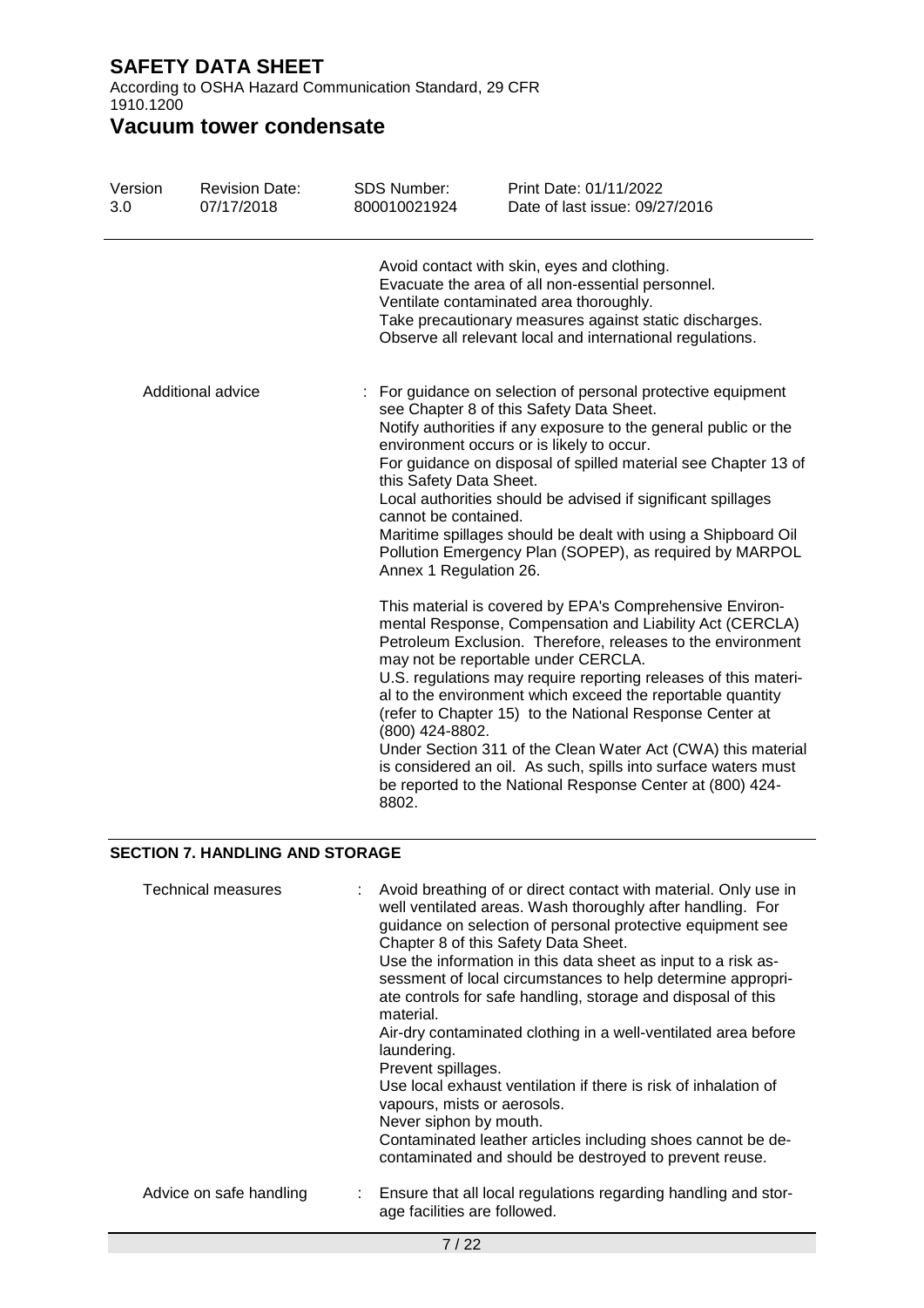Avoid contact with skin, eyes and clothing.
Evacuate the area of all non-essential personnel.
Ventilate contaminated area thoroughly.
Take precautionary measures against static discharges.
Observe all relevant local and international regulations.

| | |
|---|---|
| Additional advice | : For guidance on selection of personal protective equipment see Chapter 8 of this Safety Data Sheet.<br>Notify authorities if any exposure to the general public or the environment occurs or is likely to occur.<br>For guidance on disposal of spilled material see Chapter 13 of this Safety Data Sheet.<br>Local authorities should be advised if significant spillages cannot be contained.<br>Maritime spillages should be dealt with using a Shipboard Oil Pollution Emergency Plan (SOPEP), as required by MARPOL Annex 1 Regulation 26.<br><br>This material is covered by EPA's Comprehensive Environmental Response, Compensation and Liability Act (CERCLA) Petroleum Exclusion. Therefore, releases to the environment may not be reportable under CERCLA.<br>U.S. regulations may require reporting releases of this material to the environment which exceed the reportable quantity (refer to Chapter 15) to the National Response Center at (800) 424-8802.<br>Under Section 311 of the Clean Water Act (CWA) this material is considered an oil. As such, spills into surface waters must be reported to the National Response Center at (800) 424-8802. |

## SECTION 7. HANDLING AND STORAGE

| | |
|---|---|
| Technical measures | : Avoid breathing of or direct contact with material. Only use in well ventilated areas. Wash thoroughly after handling. For guidance on selection of personal protective equipment see Chapter 8 of this Safety Data Sheet.<br>Use the information in this data sheet as input to a risk assessment of local circumstances to help determine appropriate controls for safe handling, storage and disposal of this material.<br>Air-dry contaminated clothing in a well-ventilated area before laundering.<br>Prevent spillages.<br>Use local exhaust ventilation if there is risk of inhalation of vapours, mists or aerosols.<br>Never siphon by mouth.<br>Contaminated leather articles including shoes cannot be decontaminated and should be destroyed to prevent reuse. |
| Advice on safe handling | : Ensure that all local regulations regarding handling and storage facilities are followed. |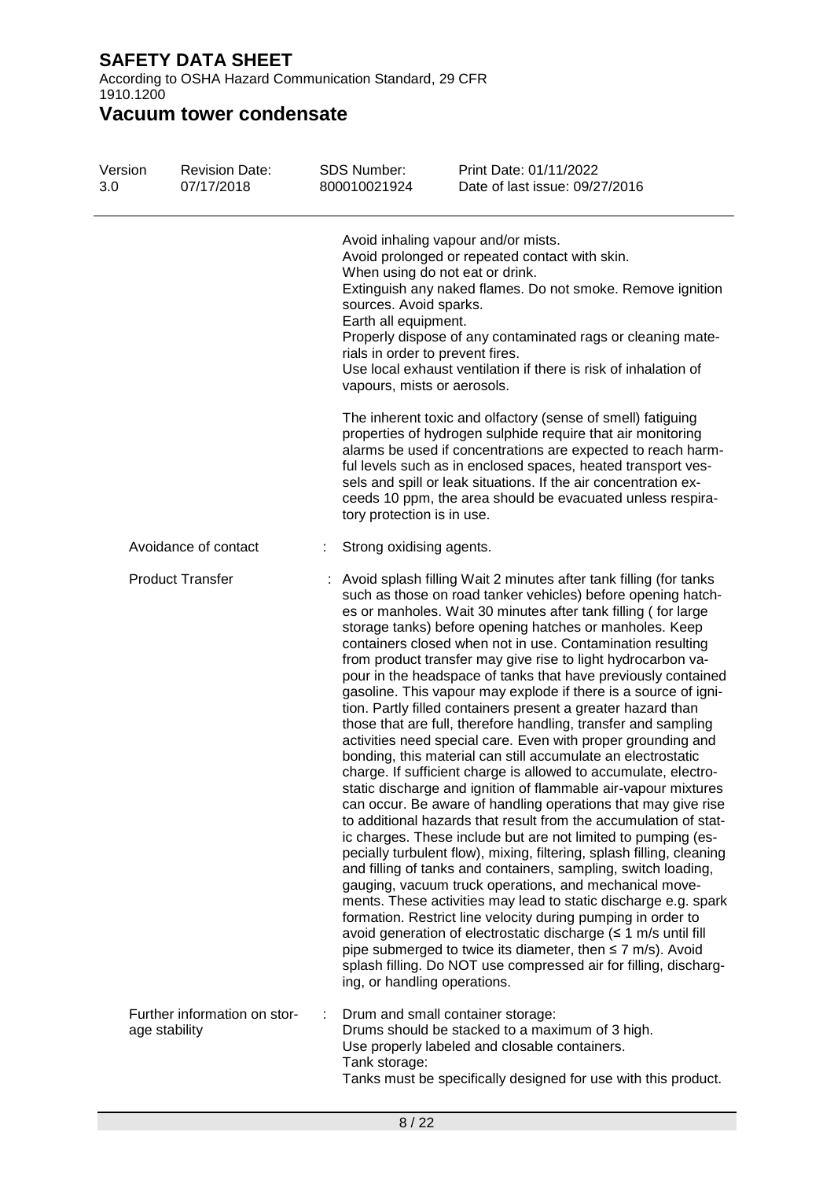Avoid inhaling vapour and/or mists.
Avoid prolonged or repeated contact with skin.
When using do not eat or drink.
Extinguish any naked flames. Do not smoke. Remove ignition sources. Avoid sparks.
Earth all equipment.
Properly dispose of any contaminated rags or cleaning materials in order to prevent fires.
Use local exhaust ventilation if there is risk of inhalation of vapours, mists or aerosols.

The inherent toxic and olfactory (sense of smell) fatiguing properties of hydrogen sulphide require that air monitoring alarms be used if concentrations are expected to reach harmful levels such as in enclosed spaces, heated transport vessels and spill or leak situations. If the air concentration exceeds 10 ppm, the area should be evacuated unless respiratory protection is in use.

| | | |
|---|---|---|
| Avoidance of contact | : | Strong oxidising agents. |
| Product Transfer | : | Avoid splash filling Wait 2 minutes after tank filling (for tanks such as those on road tanker vehicles) before opening hatches or manholes. Wait 30 minutes after tank filling ( for large storage tanks) before opening hatches or manholes. Keep containers closed when not in use. Contamination resulting from product transfer may give rise to light hydrocarbon vapour in the headspace of tanks that have previously contained gasoline. This vapour may explode if there is a source of ignition. Partly filled containers present a greater hazard than those that are full, therefore handling, transfer and sampling activities need special care. Even with proper grounding and bonding, this material can still accumulate an electrostatic charge. If sufficient charge is allowed to accumulate, electrostatic discharge and ignition of flammable air-vapour mixtures can occur. Be aware of handling operations that may give rise to additional hazards that result from the accumulation of static charges. These include but are not limited to pumping (especially turbulent flow), mixing, filtering, splash filling, cleaning and filling of tanks and containers, sampling, switch loading, gauging, vacuum truck operations, and mechanical movements. These activities may lead to static discharge e.g. spark formation. Restrict line velocity during pumping in order to avoid generation of electrostatic discharge (≤ 1 m/s until fill pipe submerged to twice its diameter, then ≤ 7 m/s). Avoid splash filling. Do NOT use compressed air for filling, discharging, or handling operations. |
| Further information on storage stability | : | Drum and small container storage:<br>Drums should be stacked to a maximum of 3 high.<br>Use properly labeled and closable containers.<br>Tank storage:<br>Tanks must be specifically designed for use with this product. |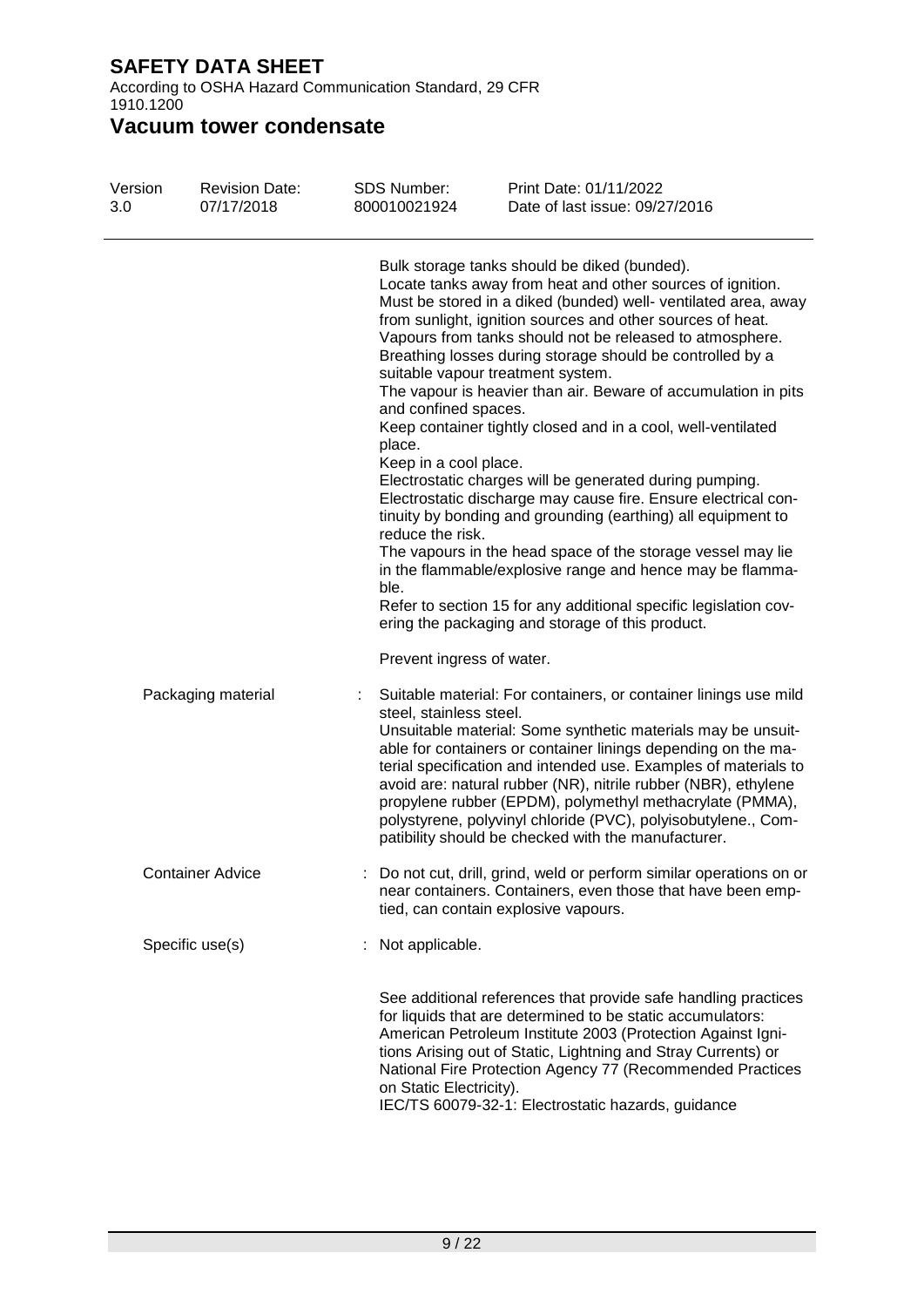Bulk storage tanks should be diked (bunded).
Locate tanks away from heat and other sources of ignition.
Must be stored in a diked (bunded) well- ventilated area, away from sunlight, ignition sources and other sources of heat.
Vapours from tanks should not be released to atmosphere.
Breathing losses during storage should be controlled by a suitable vapour treatment system.
The vapour is heavier than air. Beware of accumulation in pits and confined spaces.
Keep container tightly closed and in a cool, well-ventilated place.
Keep in a cool place.
Electrostatic charges will be generated during pumping.
Electrostatic discharge may cause fire. Ensure electrical continuity by bonding and grounding (earthing) all equipment to reduce the risk.
The vapours in the head space of the storage vessel may lie in the flammable/explosive range and hence may be flammable.
Refer to section 15 for any additional specific legislation covering the packaging and storage of this product.

Prevent ingress of water.

Packaging material : Suitable material: For containers, or container linings use mild steel, stainless steel.
Unsuitable material: Some synthetic materials may be unsuitable for containers or container linings depending on the material specification and intended use. Examples of materials to avoid are: natural rubber (NR), nitrile rubber (NBR), ethylene propylene rubber (EPDM), polymethyl methacrylate (PMMA), polystyrene, polyvinyl chloride (PVC), polyisobutylene., Compatibility should be checked with the manufacturer.

Container Advice : Do not cut, drill, grind, weld or perform similar operations on or near containers. Containers, even those that have been emptied, can contain explosive vapours.

Specific use(s) : Not applicable.

See additional references that provide safe handling practices for liquids that are determined to be static accumulators:
American Petroleum Institute 2003 (Protection Against Ignitions Arising out of Static, Lightning and Stray Currents) or National Fire Protection Agency 77 (Recommended Practices on Static Electricity).
IEC/TS 60079-32-1: Electrostatic hazards, guidance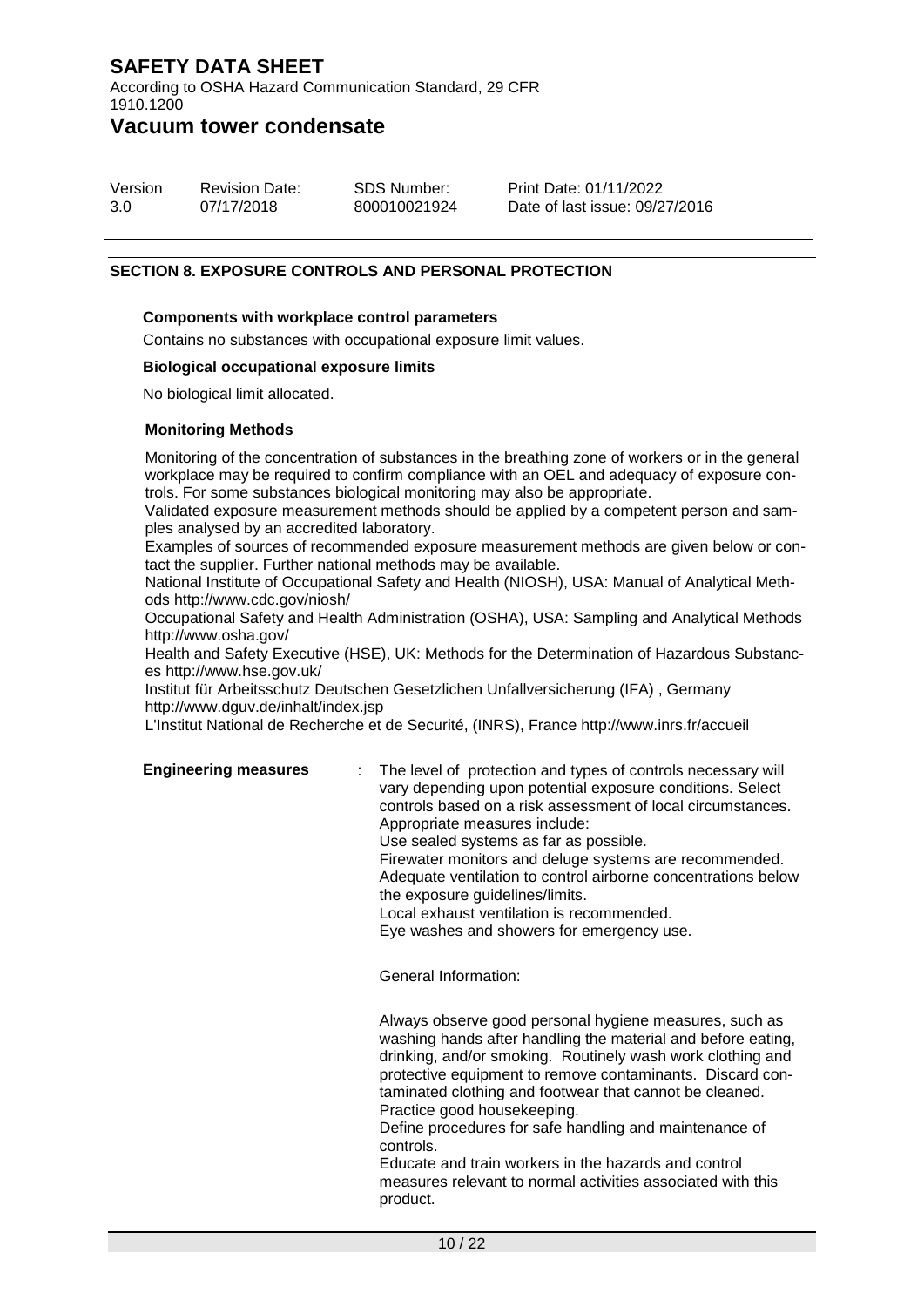## SECTION 8. EXPOSURE CONTROLS AND PERSONAL PROTECTION

**Components with workplace control parameters**

Contains no substances with occupational exposure limit values.

**Biological occupational exposure limits**

No biological limit allocated.

**Monitoring Methods**

Monitoring of the concentration of substances in the breathing zone of workers or in the general workplace may be required to confirm compliance with an OEL and adequacy of exposure controls. For some substances biological monitoring may also be appropriate.
Validated exposure measurement methods should be applied by a competent person and samples analysed by an accredited laboratory.
Examples of sources of recommended exposure measurement methods are given below or contact the supplier. Further national methods may be available.
National Institute of Occupational Safety and Health (NIOSH), USA: Manual of Analytical Methods http://www.cdc.gov/niosh/
Occupational Safety and Health Administration (OSHA), USA: Sampling and Analytical Methods http://www.osha.gov/
Health and Safety Executive (HSE), UK: Methods for the Determination of Hazardous Substances http://www.hse.gov.uk/
Institut für Arbeitsschutz Deutschen Gesetzlichen Unfallversicherung (IFA) , Germany http://www.dguv.de/inhalt/index.jsp
L'Institut National de Recherche et de Securité, (INRS), France http://www.inrs.fr/accueil

**Engineering measures** : The level of protection and types of controls necessary will vary depending upon potential exposure conditions. Select controls based on a risk assessment of local circumstances.
Appropriate measures include:
Use sealed systems as far as possible.
Firewater monitors and deluge systems are recommended.
Adequate ventilation to control airborne concentrations below the exposure guidelines/limits.
Local exhaust ventilation is recommended.
Eye washes and showers for emergency use.

General Information:

Always observe good personal hygiene measures, such as washing hands after handling the material and before eating, drinking, and/or smoking. Routinely wash work clothing and protective equipment to remove contaminants. Discard contaminated clothing and footwear that cannot be cleaned.
Practice good housekeeping.
Define procedures for safe handling and maintenance of controls.
Educate and train workers in the hazards and control measures relevant to normal activities associated with this product.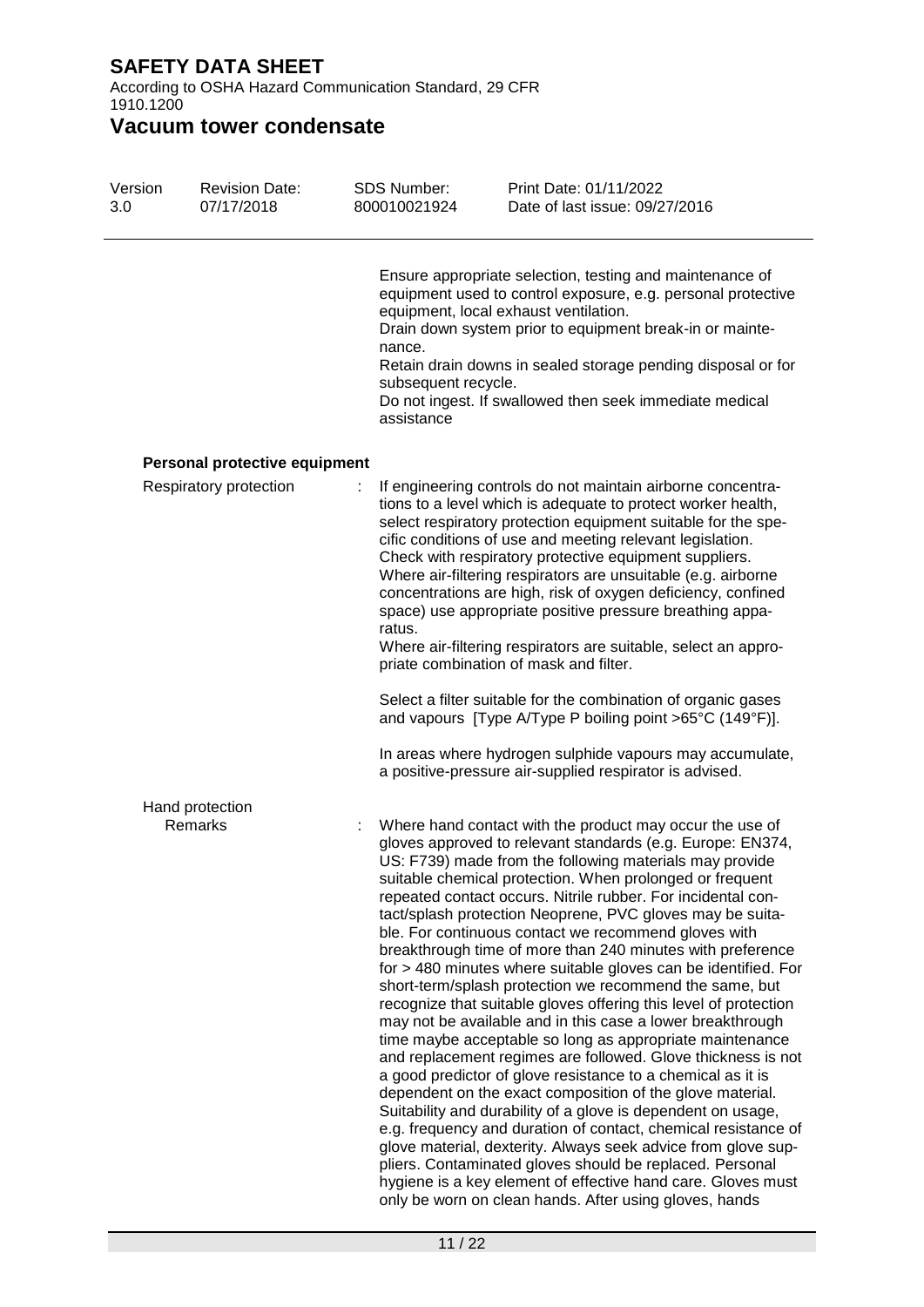Ensure appropriate selection, testing and maintenance of equipment used to control exposure, e.g. personal protective equipment, local exhaust ventilation.
Drain down system prior to equipment break-in or maintenance.
Retain drain downs in sealed storage pending disposal or for subsequent recycle.
Do not ingest. If swallowed then seek immediate medical assistance

**Personal protective equipment**

Respiratory protection : If engineering controls do not maintain airborne concentrations to a level which is adequate to protect worker health, select respiratory protection equipment suitable for the specific conditions of use and meeting relevant legislation.
Check with respiratory protective equipment suppliers.
Where air-filtering respirators are unsuitable (e.g. airborne concentrations are high, risk of oxygen deficiency, confined space) use appropriate positive pressure breathing apparatus.
Where air-filtering respirators are suitable, select an appropriate combination of mask and filter.

Select a filter suitable for the combination of organic gases and vapours [Type A/Type P boiling point >65°C (149°F)].

In areas where hydrogen sulphide vapours may accumulate, a positive-pressure air-supplied respirator is advised.

Hand protection

Remarks : Where hand contact with the product may occur the use of gloves approved to relevant standards (e.g. Europe: EN374, US: F739) made from the following materials may provide suitable chemical protection. When prolonged or frequent repeated contact occurs. Nitrile rubber. For incidental contact/splash protection Neoprene, PVC gloves may be suitable. For continuous contact we recommend gloves with breakthrough time of more than 240 minutes with preference for > 480 minutes where suitable gloves can be identified. For short-term/splash protection we recommend the same, but recognize that suitable gloves offering this level of protection may not be available and in this case a lower breakthrough time maybe acceptable so long as appropriate maintenance and replacement regimes are followed. Glove thickness is not a good predictor of glove resistance to a chemical as it is dependent on the exact composition of the glove material. Suitability and durability of a glove is dependent on usage, e.g. frequency and duration of contact, chemical resistance of glove material, dexterity. Always seek advice from glove suppliers. Contaminated gloves should be replaced. Personal hygiene is a key element of effective hand care. Gloves must only be worn on clean hands. After using gloves, hands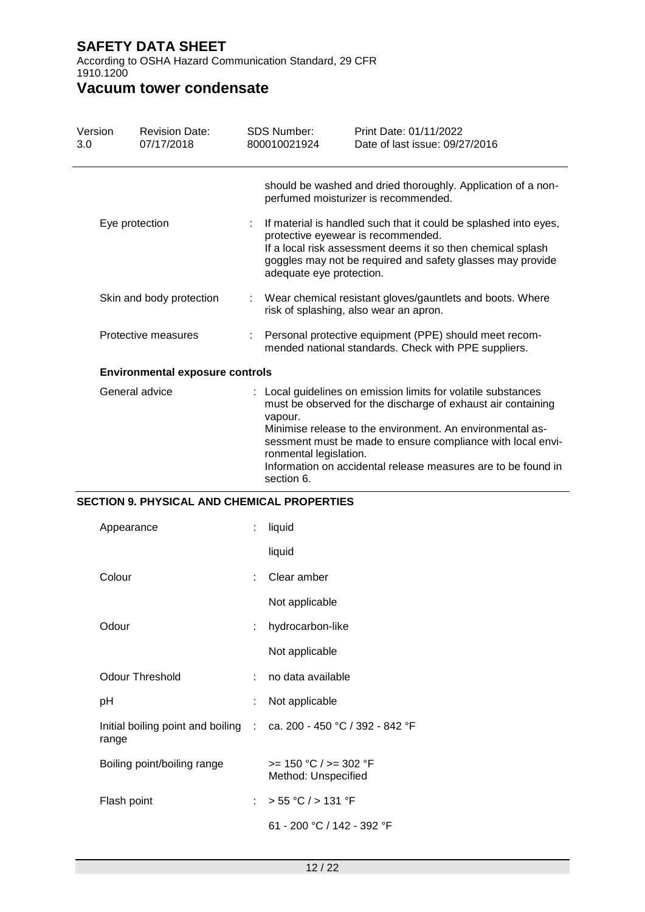should be washed and dried thoroughly. Application of a non-perfumed moisturizer is recommended.

| | | |
|---|---|---|
| Eye protection | : | If material is handled such that it could be splashed into eyes, protective eyewear is recommended.<br>If a local risk assessment deems it so then chemical splash goggles may not be required and safety glasses may provide adequate eye protection. |
| Skin and body protection | : | Wear chemical resistant gloves/gauntlets and boots. Where risk of splashing, also wear an apron. |
| Protective measures | : | Personal protective equipment (PPE) should meet recommended national standards. Check with PPE suppliers. |

**Environmental exposure controls**

| | | |
|---|---|---|
| General advice | : | Local guidelines on emission limits for volatile substances must be observed for the discharge of exhaust air containing vapour.<br>Minimise release to the environment. An environmental assessment must be made to ensure compliance with local environmental legislation.<br>Information on accidental release measures are to be found in section 6. |

## SECTION 9. PHYSICAL AND CHEMICAL PROPERTIES

| | | |
|---|---|---|
| Appearance | : | liquid |
| | | liquid |
| Colour | : | Clear amber |
| | | Not applicable |
| Odour | : | hydrocarbon-like |
| | | Not applicable |
| Odour Threshold | : | no data available |
| pH | : | Not applicable |
| Initial boiling point and boiling range | : | ca. 200 - 450 °C / 392 - 842 °F |
| Boiling point/boiling range | | >= 150 °C / >= 302 °F<br>Method: Unspecified |
| Flash point | : | > 55 °C / > 131 °F |
| | | 61 - 200 °C / 142 - 392 °F |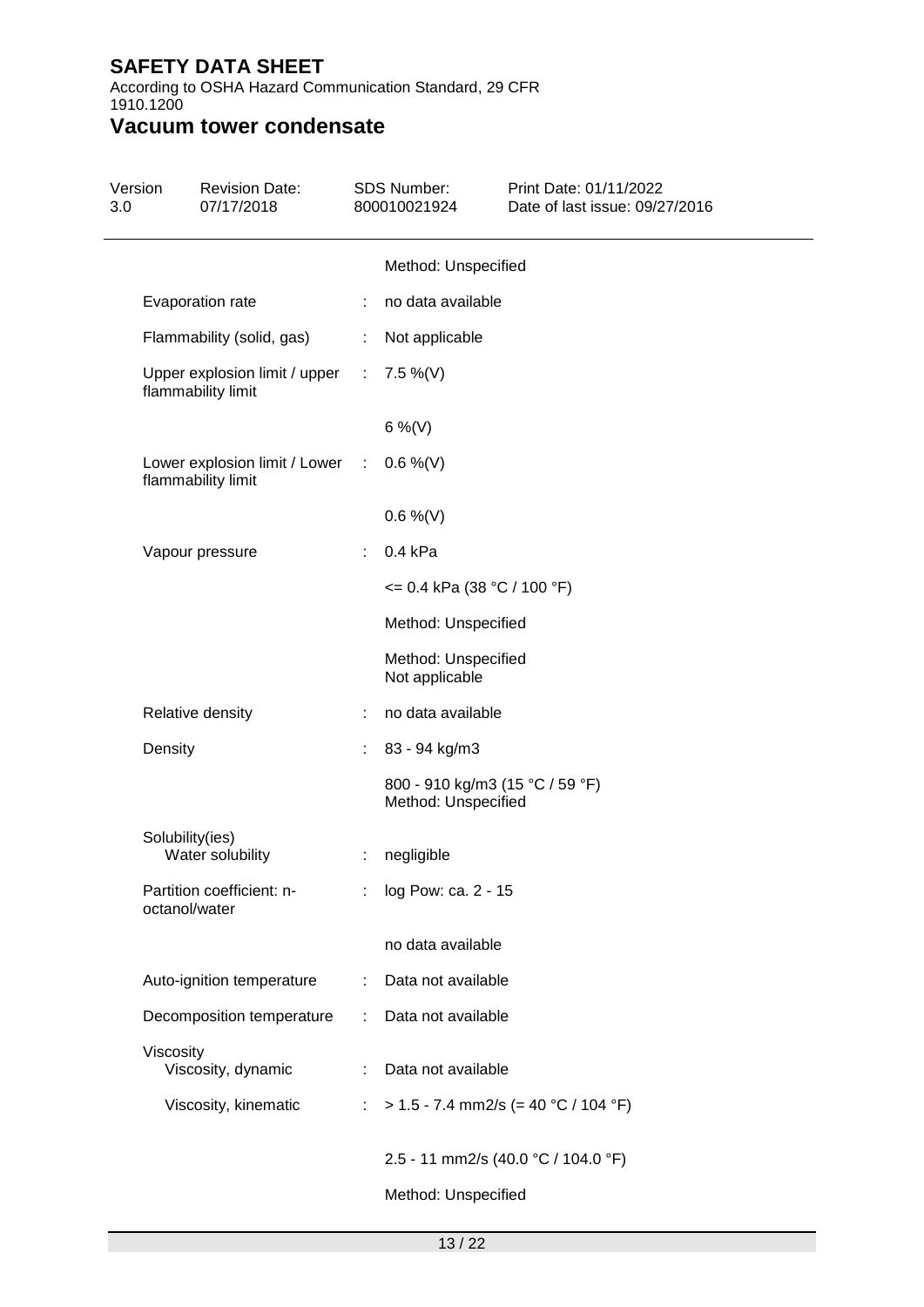| | | |
|---|---|---|
| | | Method: Unspecified |
| Evaporation rate | : | no data available |
| Flammability (solid, gas) | : | Not applicable |
| Upper explosion limit / upper flammability limit | : | 7.5 %(V) |
| | | 6 %(V) |
| Lower explosion limit / Lower flammability limit | : | 0.6 %(V) |
| | | 0.6 %(V) |
| Vapour pressure | : | 0.4 kPa |
| | | <= 0.4 kPa (38 °C / 100 °F) |
| | | Method: Unspecified |
| | | Method: Unspecified<br>Not applicable |
| Relative density | : | no data available |
| Density | : | 83 - 94 kg/m3 |
| | | 800 - 910 kg/m3 (15 °C / 59 °F)<br>Method: Unspecified |
| Solubility(ies)<br>Water solubility | : | negligible |
| Partition coefficient: n-octanol/water | : | log Pow: ca. 2 - 15 |
| | | no data available |
| Auto-ignition temperature | : | Data not available |
| Decomposition temperature | : | Data not available |
| Viscosity<br>Viscosity, dynamic | : | Data not available |
| Viscosity, kinematic | : | > 1.5 - 7.4 mm2/s (= 40 °C / 104 °F) |
| | | 2.5 - 11 mm2/s (40.0 °C / 104.0 °F) |
| | | Method: Unspecified |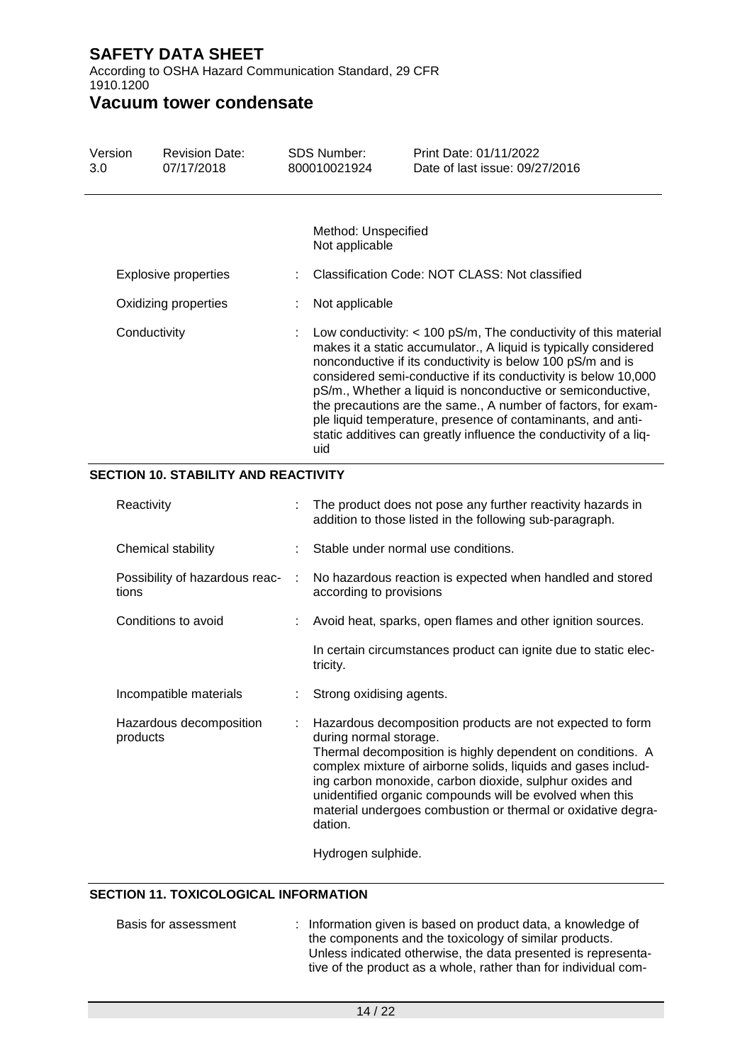| | | |
|---|---|---|
| | | Method: Unspecified<br>Not applicable |
| Explosive properties | : | Classification Code: NOT CLASS: Not classified |
| Oxidizing properties | : | Not applicable |
| Conductivity | : | Low conductivity: < 100 pS/m, The conductivity of this material makes it a static accumulator., A liquid is typically considered nonconductive if its conductivity is below 100 pS/m and is considered semi-conductive if its conductivity is below 10,000 pS/m., Whether a liquid is nonconductive or semiconductive, the precautions are the same., A number of factors, for example liquid temperature, presence of contaminants, and anti-static additives can greatly influence the conductivity of a liquid |

## SECTION 10. STABILITY AND REACTIVITY

| | | |
|---|---|---|
| Reactivity | : | The product does not pose any further reactivity hazards in addition to those listed in the following sub-paragraph. |
| Chemical stability | : | Stable under normal use conditions. |
| Possibility of hazardous reactions | : | No hazardous reaction is expected when handled and stored according to provisions |
| Conditions to avoid | : | Avoid heat, sparks, open flames and other ignition sources.<br><br>In certain circumstances product can ignite due to static electricity. |
| Incompatible materials | : | Strong oxidising agents. |
| Hazardous decomposition products | : | Hazardous decomposition products are not expected to form during normal storage.<br>Thermal decomposition is highly dependent on conditions. A complex mixture of airborne solids, liquids and gases including carbon monoxide, carbon dioxide, sulphur oxides and unidentified organic compounds will be evolved when this material undergoes combustion or thermal or oxidative degradation.<br><br>Hydrogen sulphide. |

## SECTION 11. TOXICOLOGICAL INFORMATION

| | | |
|---|---|---|
| Basis for assessment | : | Information given is based on product data, a knowledge of the components and the toxicology of similar products. Unless indicated otherwise, the data presented is representative of the product as a whole, rather than for individual com- |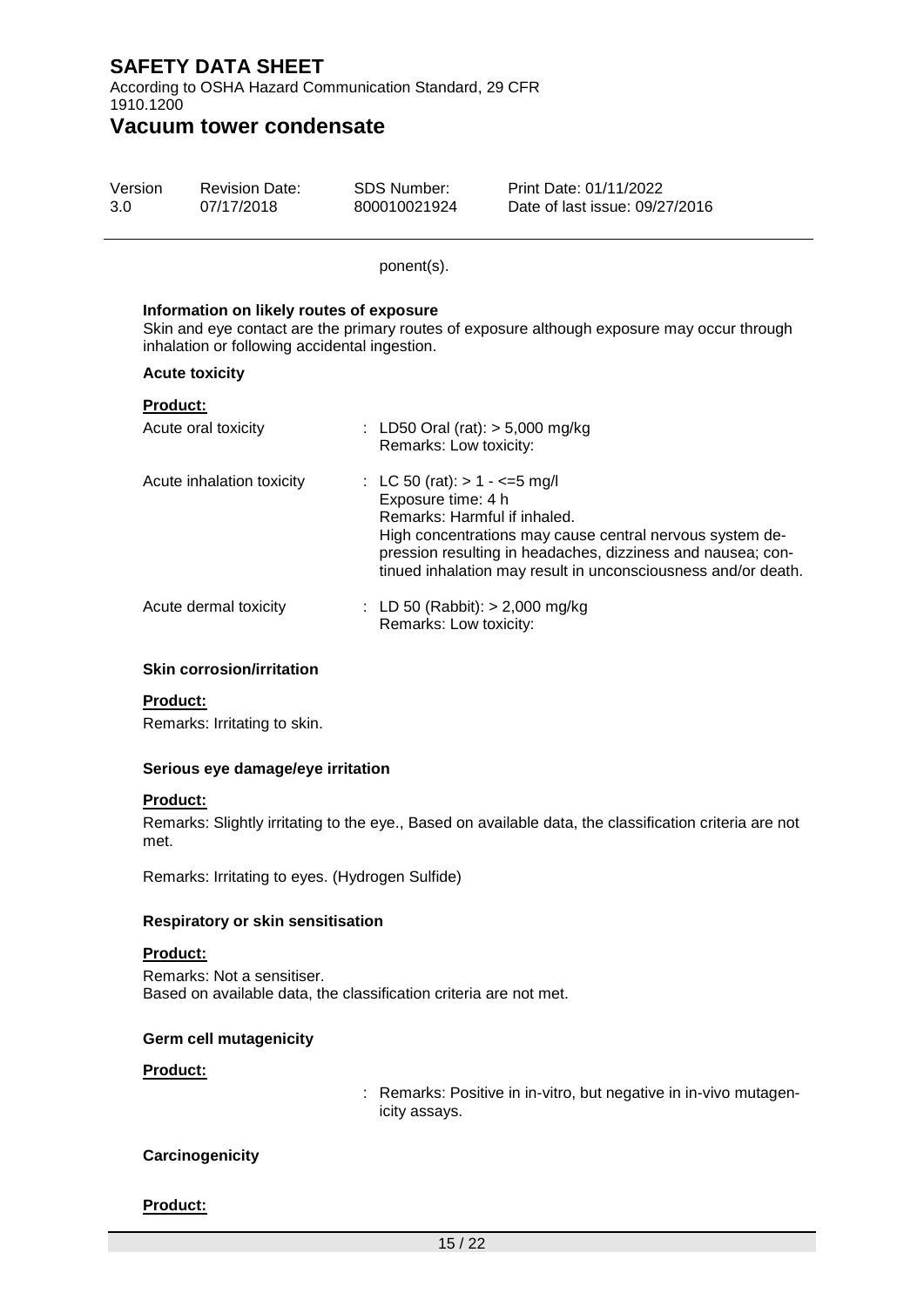ponent(s).

**Information on likely routes of exposure**

Skin and eye contact are the primary routes of exposure although exposure may occur through inhalation or following accidental ingestion.

**Acute toxicity**

**Product:**

| | |
|---|---|
| Acute oral toxicity | : LD50 Oral (rat): > 5,000 mg/kg<br>Remarks: Low toxicity: |
| Acute inhalation toxicity | : LC 50 (rat): > 1 - <=5 mg/l<br>Exposure time: 4 h<br>Remarks: Harmful if inhaled.<br>High concentrations may cause central nervous system depression resulting in headaches, dizziness and nausea; continued inhalation may result in unconsciousness and/or death. |
| Acute dermal toxicity | : LD 50 (Rabbit): > 2,000 mg/kg<br>Remarks: Low toxicity: |

**Skin corrosion/irritation**

**Product:**

Remarks: Irritating to skin.

**Serious eye damage/eye irritation**

**Product:**

Remarks: Slightly irritating to the eye., Based on available data, the classification criteria are not met.

Remarks: Irritating to eyes. (Hydrogen Sulfide)

**Respiratory or skin sensitisation**

**Product:**

Remarks: Not a sensitiser.
Based on available data, the classification criteria are not met.

**Germ cell mutagenicity**

**Product:**

: Remarks: Positive in in-vitro, but negative in in-vivo mutagenicity assays.

**Carcinogenicity**

**Product:**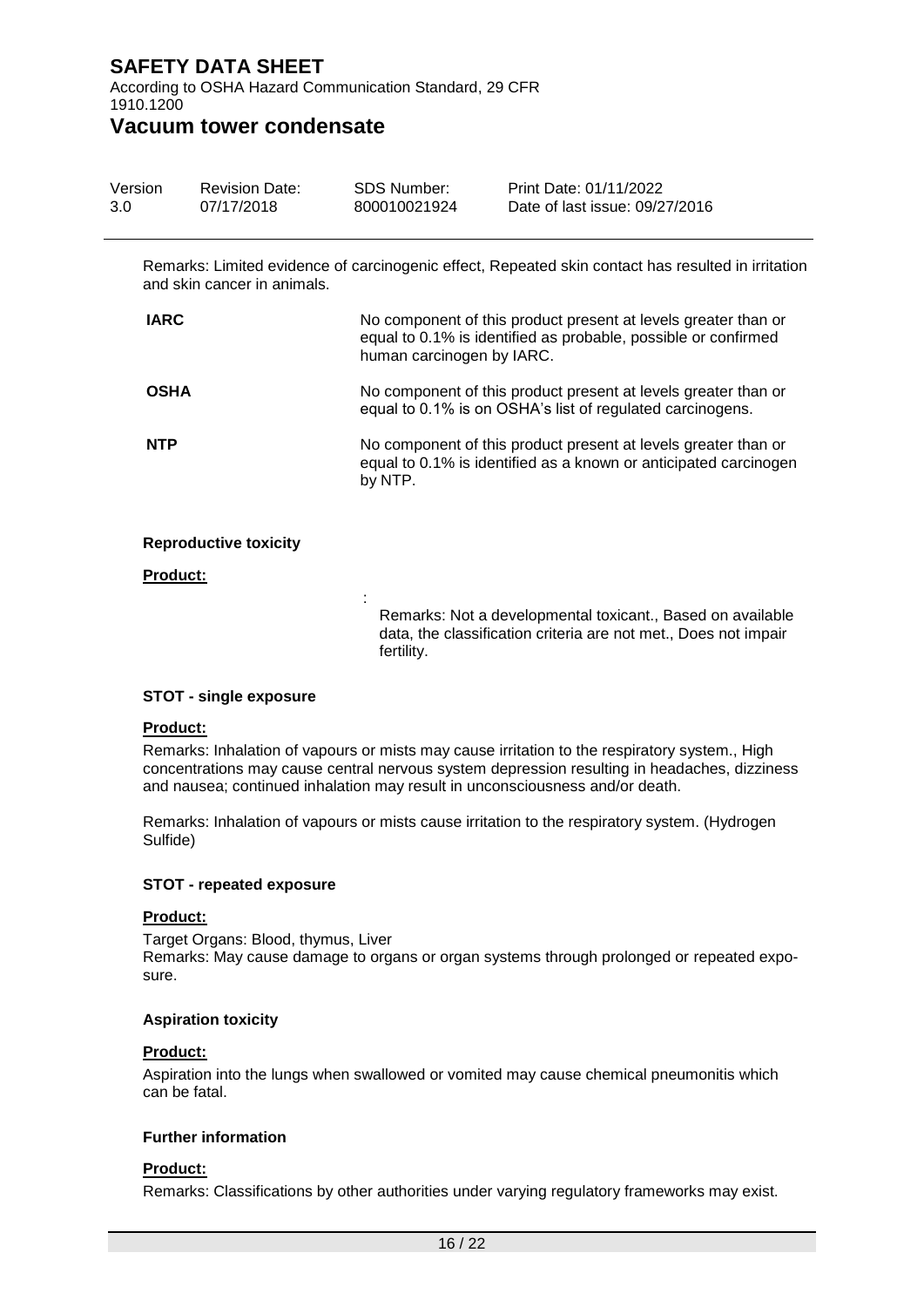Remarks: Limited evidence of carcinogenic effect, Repeated skin contact has resulted in irritation and skin cancer in animals.

| | |
|---|---|
| **IARC** | No component of this product present at levels greater than or equal to 0.1% is identified as probable, possible or confirmed human carcinogen by IARC. |
| **OSHA** | No component of this product present at levels greater than or equal to 0.1% is on OSHA's list of regulated carcinogens. |
| **NTP** | No component of this product present at levels greater than or equal to 0.1% is identified as a known or anticipated carcinogen by NTP. |

**Reproductive toxicity**

**Product:**

: Remarks: Not a developmental toxicant., Based on available data, the classification criteria are not met., Does not impair fertility.

**STOT - single exposure**

**Product:**

Remarks: Inhalation of vapours or mists may cause irritation to the respiratory system., High concentrations may cause central nervous system depression resulting in headaches, dizziness and nausea; continued inhalation may result in unconsciousness and/or death.

Remarks: Inhalation of vapours or mists cause irritation to the respiratory system. (Hydrogen Sulfide)

**STOT - repeated exposure**

**Product:**

Target Organs: Blood, thymus, Liver
Remarks: May cause damage to organs or organ systems through prolonged or repeated exposure.

**Aspiration toxicity**

**Product:**

Aspiration into the lungs when swallowed or vomited may cause chemical pneumonitis which can be fatal.

**Further information**

**Product:**

Remarks: Classifications by other authorities under varying regulatory frameworks may exist.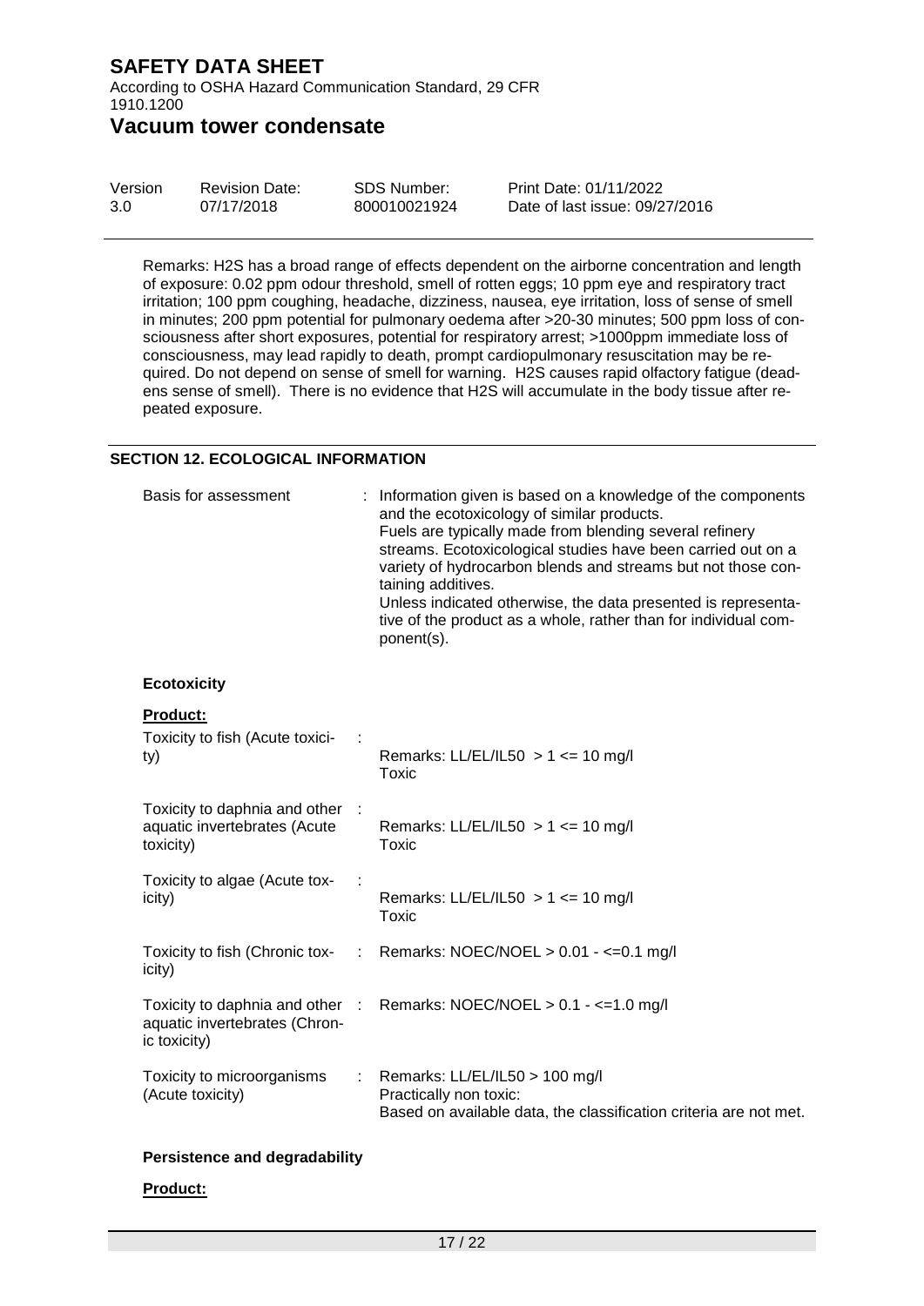Remarks: $H_2S$ has a broad range of effects dependent on the airborne concentration and length of exposure: 0.02 ppm odour threshold, smell of rotten eggs; 10 ppm eye and respiratory tract irritation; 100 ppm coughing, headache, dizziness, nausea, eye irritation, loss of sense of smell in minutes; 200 ppm potential for pulmonary oedema after >20-30 minutes; 500 ppm loss of consciousness after short exposures, potential for respiratory arrest; >1000ppm immediate loss of consciousness, may lead rapidly to death, prompt cardiopulmonary resuscitation may be required. Do not depend on sense of smell for warning. $H_2S$ causes rapid olfactory fatigue (deadens sense of smell). There is no evidence that $H_2S$ will accumulate in the body tissue after repeated exposure.

## SECTION 12. ECOLOGICAL INFORMATION

| | |
|---|---|
| Basis for assessment | : Information given is based on a knowledge of the components and the ecotoxicology of similar products.<br>Fuels are typically made from blending several refinery streams. Ecotoxicological studies have been carried out on a variety of hydrocarbon blends and streams but not those containing additives.<br>Unless indicated otherwise, the data presented is representative of the product as a whole, rather than for individual component(s). |

### Ecotoxicity

**Product:**

| | |
|---|---|
| Toxicity to fish (Acute toxicity) | : Remarks: LL/EL/IL50 > 1 <= 10 mg/l<br>Toxic |
| Toxicity to daphnia and other aquatic invertebrates (Acute toxicity) | : Remarks: LL/EL/IL50 > 1 <= 10 mg/l<br>Toxic |
| Toxicity to algae (Acute toxicity) | : Remarks: LL/EL/IL50 > 1 <= 10 mg/l<br>Toxic |
| Toxicity to fish (Chronic toxicity) | : Remarks: NOEC/NOEL > 0.01 - <=0.1 mg/l |
| Toxicity to daphnia and other aquatic invertebrates (Chronic toxicity) | : Remarks: NOEC/NOEL > 0.1 - <=1.0 mg/l |
| Toxicity to microorganisms (Acute toxicity) | : Remarks: LL/EL/IL50 > 100 mg/l<br>Practically non toxic:<br>Based on available data, the classification criteria are not met. |

### Persistence and degradability

**Product:**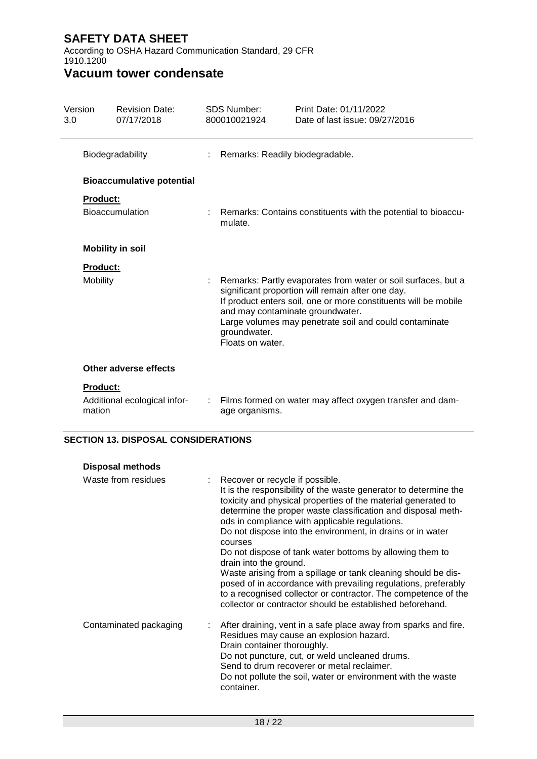Biodegradability : Remarks: Readily biodegradable.

**Bioaccumulative potential**

**Product:**

Bioaccumulation : Remarks: Contains constituents with the potential to bioaccumulate.

**Mobility in soil**

**Product:**

Mobility : Remarks: Partly evaporates from water or soil surfaces, but a significant proportion will remain after one day.
If product enters soil, one or more constituents will be mobile and may contaminate groundwater.
Large volumes may penetrate soil and could contaminate groundwater.
Floats on water.

**Other adverse effects**

**Product:**

Additional ecological information : Films formed on water may affect oxygen transfer and damage organisms.

## SECTION 13. DISPOSAL CONSIDERATIONS

**Disposal methods**

Waste from residues : Recover or recycle if possible.
It is the responsibility of the waste generator to determine the toxicity and physical properties of the material generated to determine the proper waste classification and disposal methods in compliance with applicable regulations.
Do not dispose into the environment, in drains or in water courses
Do not dispose of tank water bottoms by allowing them to drain into the ground.
Waste arising from a spillage or tank cleaning should be disposed of in accordance with prevailing regulations, preferably to a recognised collector or contractor. The competence of the collector or contractor should be established beforehand.

Contaminated packaging : After draining, vent in a safe place away from sparks and fire.
Residues may cause an explosion hazard.
Drain container thoroughly.
Do not puncture, cut, or weld uncleaned drums.
Send to drum recoverer or metal reclaimer.
Do not pollute the soil, water or environment with the waste container.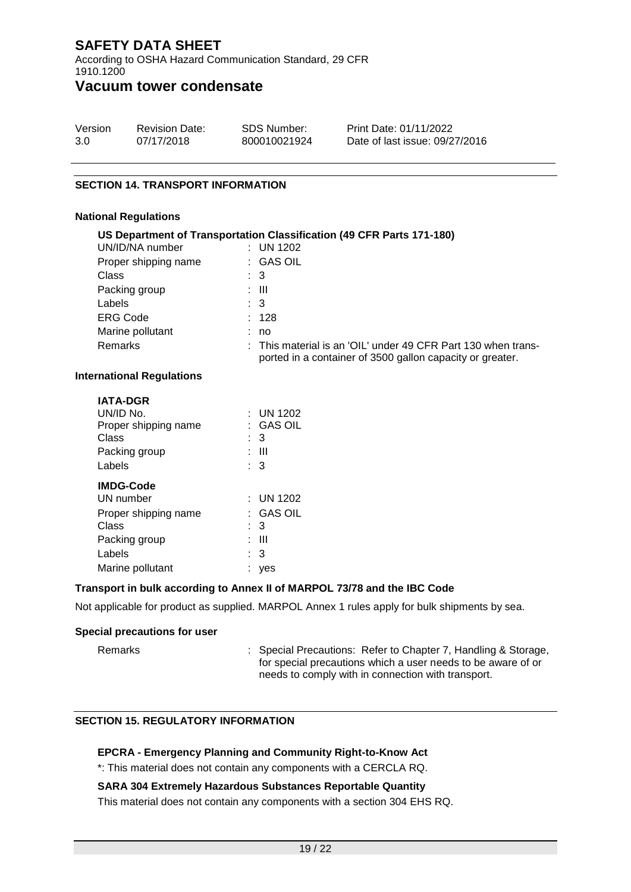## SECTION 14. TRANSPORT INFORMATION

### National Regulations

**US Department of Transportation Classification (49 CFR Parts 171-180)**

| | |
|---|---|
| UN/ID/NA number | : UN 1202 |
| Proper shipping name | : GAS OIL |
| Class | : 3 |
| Packing group | : III |
| Labels | : 3 |
| ERG Code | : 128 |
| Marine pollutant | : no |
| Remarks | : This material is an 'OIL' under 49 CFR Part 130 when transported in a container of 3500 gallon capacity or greater. |

### International Regulations

**IATA-DGR**

| | |
|---|---|
| UN/ID No. | : UN 1202 |
| Proper shipping name | : GAS OIL |
| Class | : 3 |
| Packing group | : III |
| Labels | : 3 |

**IMDG-Code**

| | |
|---|---|
| UN number | : UN 1202 |
| Proper shipping name | : GAS OIL |
| Class | : 3 |
| Packing group | : III |
| Labels | : 3 |
| Marine pollutant | : yes |

### Transport in bulk according to Annex II of MARPOL 73/78 and the IBC Code

Not applicable for product as supplied. MARPOL Annex 1 rules apply for bulk shipments by sea.

### Special precautions for user

| | |
|---|---|
| Remarks | : Special Precautions: Refer to Chapter 7, Handling & Storage, for special precautions which a user needs to be aware of or needs to comply with in connection with transport. |

## SECTION 15. REGULATORY INFORMATION

**EPCRA - Emergency Planning and Community Right-to-Know Act**

*: This material does not contain any components with a CERCLA RQ.

**SARA 304 Extremely Hazardous Substances Reportable Quantity**

This material does not contain any components with a section 304 EHS RQ.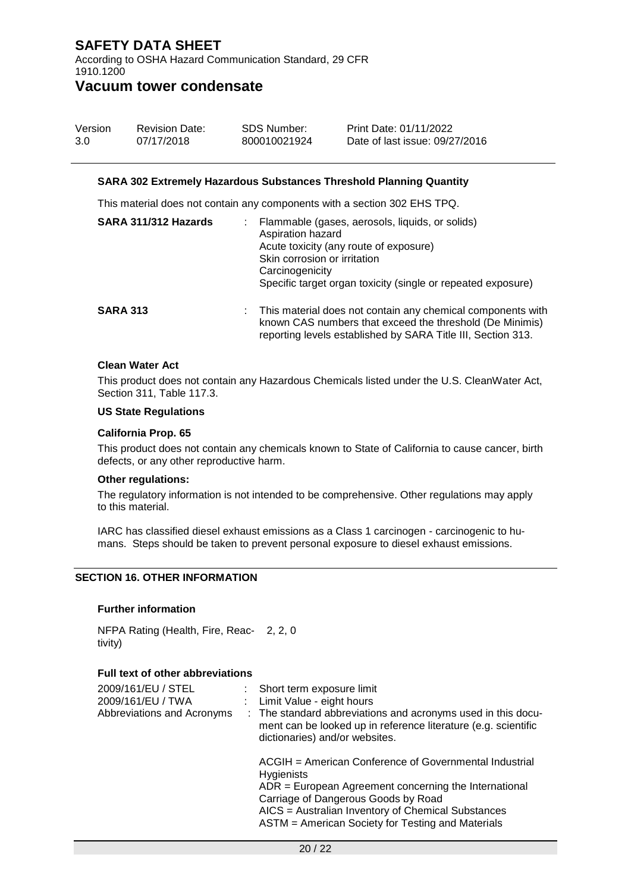#### SARA 302 Extremely Hazardous Substances Threshold Planning Quantity

This material does not contain any components with a section 302 EHS TPQ.

| | | |
|---|---|---|
| **SARA 311/312 Hazards** | : | Flammable (gases, aerosols, liquids, or solids)<br>Aspiration hazard<br>Acute toxicity (any route of exposure)<br>Skin corrosion or irritation<br>Carcinogenicity<br>Specific target organ toxicity (single or repeated exposure) |
| **SARA 313** | : | This material does not contain any chemical components with known CAS numbers that exceed the threshold (De Minimis) reporting levels established by SARA Title III, Section 313. |

#### Clean Water Act

This product does not contain any Hazardous Chemicals listed under the U.S. CleanWater Act, Section 311, Table 117.3.

#### US State Regulations

#### California Prop. 65

This product does not contain any chemicals known to State of California to cause cancer, birth defects, or any other reproductive harm.

#### Other regulations:

The regulatory information is not intended to be comprehensive. Other regulations may apply to this material.

IARC has classified diesel exhaust emissions as a Class 1 carcinogen - carcinogenic to humans. Steps should be taken to prevent personal exposure to diesel exhaust emissions.

## SECTION 16. OTHER INFORMATION

#### Further information

NFPA Rating (Health, Fire, Reactivity) 2, 2, 0

#### Full text of other abbreviations

| | | |
|---|---|---|
| 2009/161/EU / STEL | : | Short term exposure limit |
| 2009/161/EU / TWA | : | Limit Value - eight hours |
| Abbreviations and Acronyms | : | The standard abbreviations and acronyms used in this document can be looked up in reference literature (e.g. scientific dictionaries) and/or websites. |

ACGIH = American Conference of Governmental Industrial Hygienists
ADR = European Agreement concerning the International Carriage of Dangerous Goods by Road
AICS = Australian Inventory of Chemical Substances
ASTM = American Society for Testing and Materials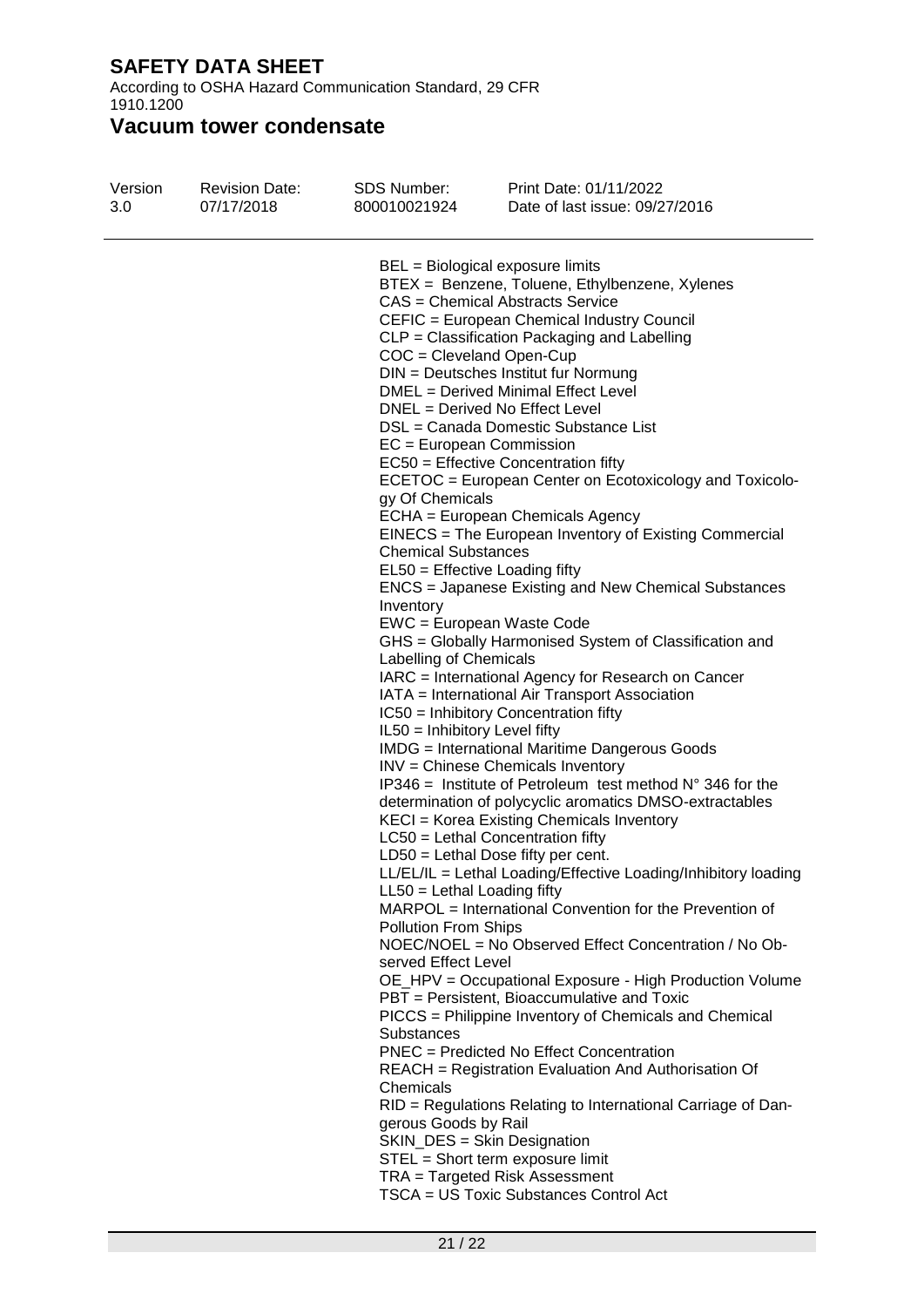BEL = Biological exposure limits
BTEX = Benzene, Toluene, Ethylbenzene, Xylenes
CAS = Chemical Abstracts Service
CEFIC = European Chemical Industry Council
CLP = Classification Packaging and Labelling
COC = Cleveland Open-Cup
DIN = Deutsches Institut fur Normung
DMEL = Derived Minimal Effect Level
DNEL = Derived No Effect Level
DSL = Canada Domestic Substance List
EC = European Commission
EC50 = Effective Concentration fifty
ECETOC = European Center on Ecotoxicology and Toxicology Of Chemicals
ECHA = European Chemicals Agency
EINECS = The European Inventory of Existing Commercial Chemical Substances
EL50 = Effective Loading fifty
ENCS = Japanese Existing and New Chemical Substances Inventory
EWC = European Waste Code
GHS = Globally Harmonised System of Classification and Labelling of Chemicals
IARC = International Agency for Research on Cancer
IATA = International Air Transport Association
IC50 = Inhibitory Concentration fifty
IL50 = Inhibitory Level fifty
IMDG = International Maritime Dangerous Goods
INV = Chinese Chemicals Inventory
IP346 = Institute of Petroleum test method N° 346 for the determination of polycyclic aromatics DMSO-extractables
KECI = Korea Existing Chemicals Inventory
LC50 = Lethal Concentration fifty
LD50 = Lethal Dose fifty per cent.
LL/EL/IL = Lethal Loading/Effective Loading/Inhibitory loading
LL50 = Lethal Loading fifty
MARPOL = International Convention for the Prevention of Pollution From Ships
NOEC/NOEL = No Observed Effect Concentration / No Observed Effect Level
OE_HPV = Occupational Exposure - High Production Volume
PBT = Persistent, Bioaccumulative and Toxic
PICCS = Philippine Inventory of Chemicals and Chemical Substances
PNEC = Predicted No Effect Concentration
REACH = Registration Evaluation And Authorisation Of Chemicals
RID = Regulations Relating to International Carriage of Dangerous Goods by Rail
SKIN_DES = Skin Designation
STEL = Short term exposure limit
TRA = Targeted Risk Assessment
TSCA = US Toxic Substances Control Act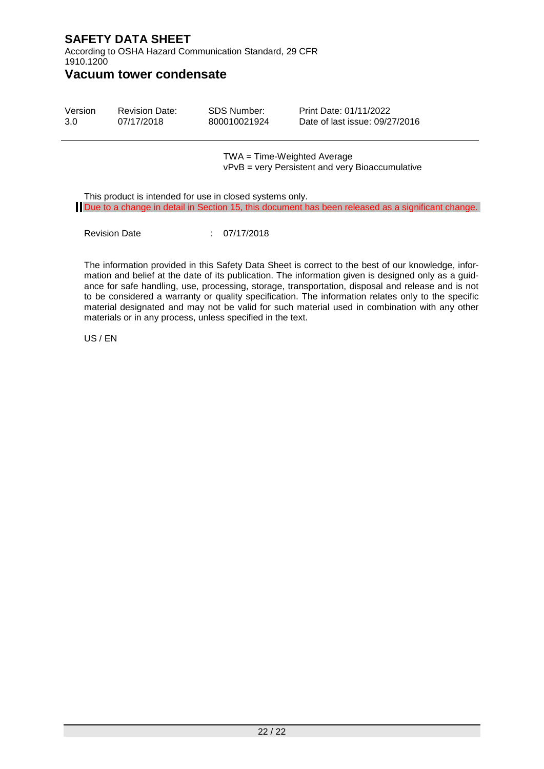TWA = Time-Weighted Average
vPvB = very Persistent and very Bioaccumulative

This product is intended for use in closed systems only.
Due to a change in detail in Section 15, this document has been released as a significant change.

Revision Date : 07/17/2018

The information provided in this Safety Data Sheet is correct to the best of our knowledge, information and belief at the date of its publication. The information given is designed only as a guidance for safe handling, use, processing, storage, transportation, disposal and release and is not to be considered a warranty or quality specification. The information relates only to the specific material designated and may not be valid for such material used in combination with any other materials or in any process, unless specified in the text.

US / EN